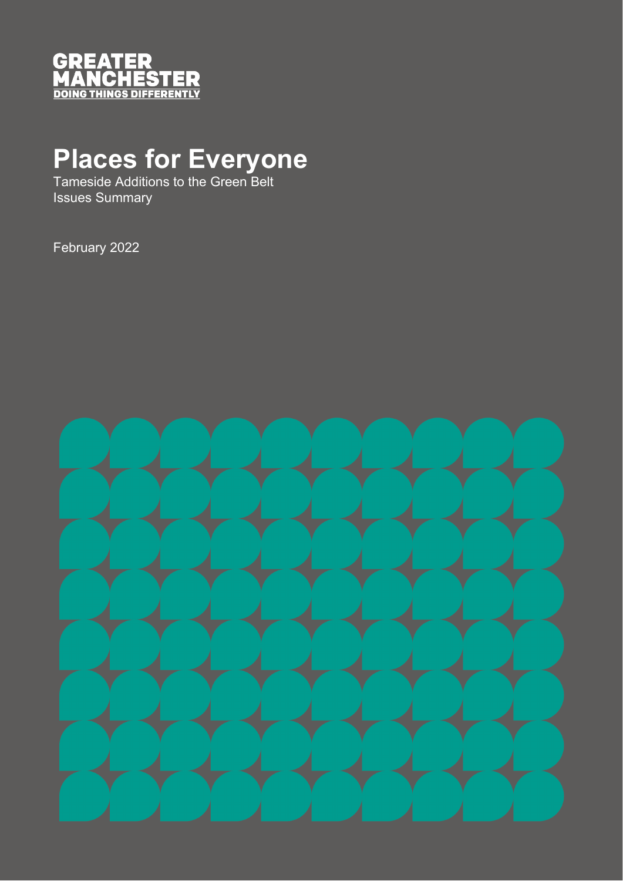GREATER MANCHESTER
DOING THINGS DIFFERENTLY

# Places for Everyone

Tameside Additions to the Green Belt
Issues Summary

February 2022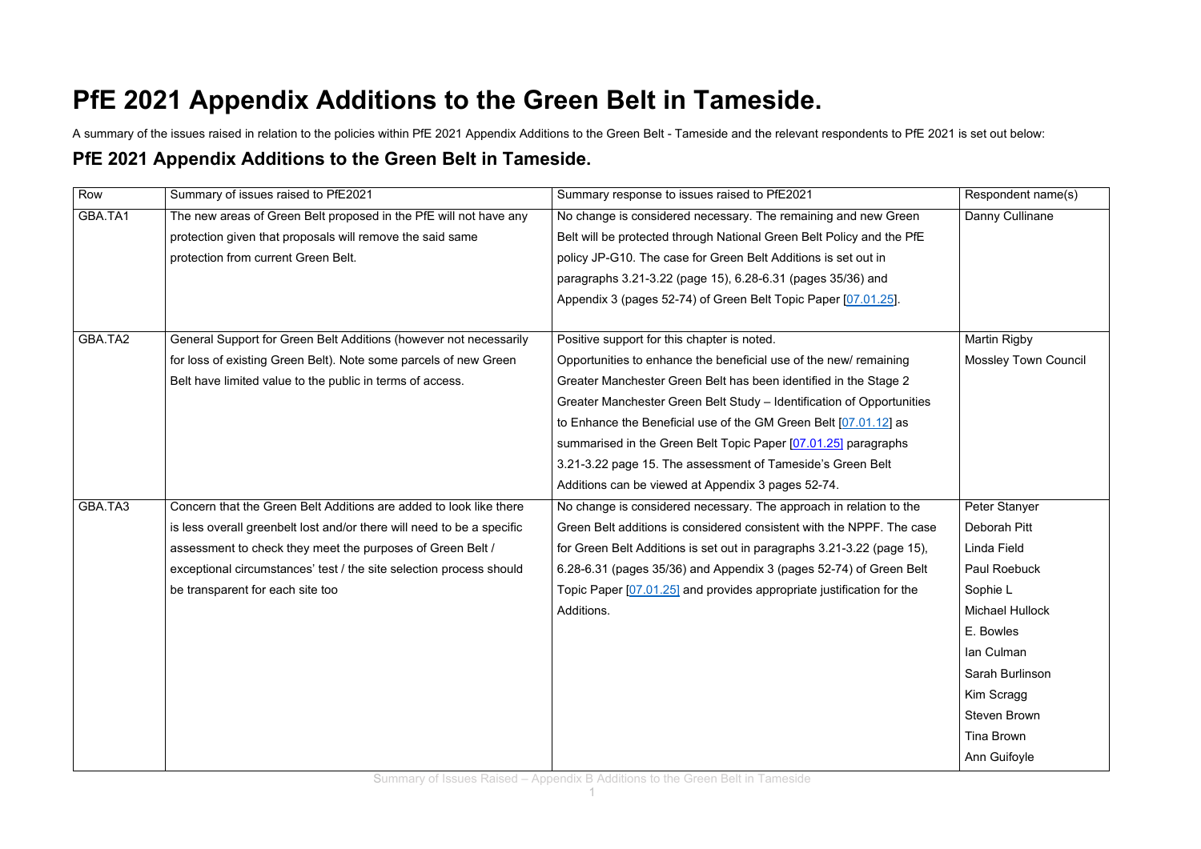# PfE 2021 Appendix Additions to the Green Belt in Tameside.

A summary of the issues raised in relation to the policies within PfE 2021 Appendix Additions to the Green Belt - Tameside and the relevant respondents to PfE 2021 is set out below:

## PfE 2021 Appendix Additions to the Green Belt in Tameside.

| Row | Summary of issues raised to PfE2021 | Summary response to issues raised to PfE2021 | Respondent name(s) |
|---|---|---|---|
| GBA.TA1 | The new areas of Green Belt proposed in the PfE will not have any protection given that proposals will remove the said same protection from current Green Belt. | No change is considered necessary. The remaining and new Green Belt will be protected through National Green Belt Policy and the PfE policy JP-G10. The case for Green Belt Additions is set out in paragraphs 3.21-3.22 (page 15), 6.28-6.31 (pages 35/36) and Appendix 3 (pages 52-74) of Green Belt Topic Paper [07.01.25]. | Danny Cullinane |
| GBA.TA2 | General Support for Green Belt Additions (however not necessarily for loss of existing Green Belt). Note some parcels of new Green Belt have limited value to the public in terms of access. | Positive support for this chapter is noted.<br>Opportunities to enhance the beneficial use of the new/ remaining Greater Manchester Green Belt has been identified in the Stage 2 Greater Manchester Green Belt Study – Identification of Opportunities to Enhance the Beneficial use of the GM Green Belt [07.01.12] as summarised in the Green Belt Topic Paper [07.01.25] paragraphs 3.21-3.22 page 15. The assessment of Tameside's Green Belt Additions can be viewed at Appendix 3 pages 52-74. | Martin Rigby<br>Mossley Town Council |
| GBA.TA3 | Concern that the Green Belt Additions are added to look like there is less overall greenbelt lost and/or there will need to be a specific assessment to check they meet the purposes of Green Belt / exceptional circumstances' test / the site selection process should be transparent for each site too | No change is considered necessary. The approach in relation to the Green Belt additions is considered consistent with the NPPF. The case for Green Belt Additions is set out in paragraphs 3.21-3.22 (page 15), 6.28-6.31 (pages 35/36) and Appendix 3 (pages 52-74) of Green Belt Topic Paper [07.01.25] and provides appropriate justification for the Additions. | Peter Stanyer<br>Deborah Pitt<br>Linda Field<br>Paul Roebuck<br>Sophie L<br>Michael Hullock<br>E. Bowles<br>Ian Culman<br>Sarah Burlinson<br>Kim Scragg<br>Steven Brown<br>Tina Brown<br>Ann Guifoyle |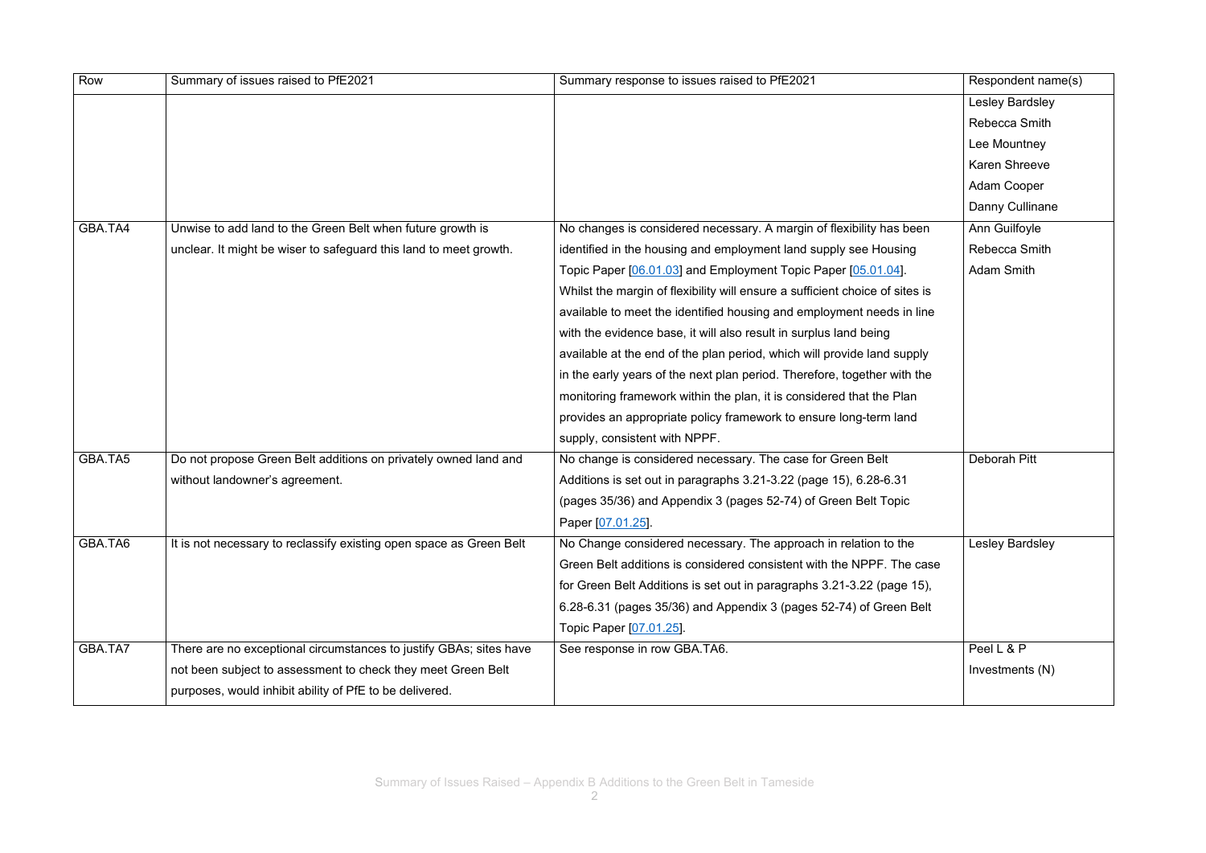| Row | Summary of issues raised to PfE2021 | Summary response to issues raised to PfE2021 | Respondent name(s) |
|---|---|---|---|
| | | | Lesley Bardsley<br>Rebecca Smith<br>Lee Mountney<br>Karen Shreeve<br>Adam Cooper<br>Danny Cullinane |
| GBA.TA4 | Unwise to add land to the Green Belt when future growth is unclear. It might be wiser to safeguard this land to meet growth. | No changes is considered necessary. A margin of flexibility has been identified in the housing and employment land supply see Housing Topic Paper [06.01.03] and Employment Topic Paper [05.01.04]. Whilst the margin of flexibility will ensure a sufficient choice of sites is available to meet the identified housing and employment needs in line with the evidence base, it will also result in surplus land being available at the end of the plan period, which will provide land supply in the early years of the next plan period. Therefore, together with the monitoring framework within the plan, it is considered that the Plan provides an appropriate policy framework to ensure long-term land supply, consistent with NPPF. | Ann Guilfoyle<br>Rebecca Smith<br>Adam Smith |
| GBA.TA5 | Do not propose Green Belt additions on privately owned land and without landowner's agreement. | No change is considered necessary. The case for Green Belt Additions is set out in paragraphs 3.21-3.22 (page 15), 6.28-6.31 (pages 35/36) and Appendix 3 (pages 52-74) of Green Belt Topic Paper [07.01.25]. | Deborah Pitt |
| GBA.TA6 | It is not necessary to reclassify existing open space as Green Belt | No Change considered necessary. The approach in relation to the Green Belt additions is considered consistent with the NPPF. The case for Green Belt Additions is set out in paragraphs 3.21-3.22 (page 15), 6.28-6.31 (pages 35/36) and Appendix 3 (pages 52-74) of Green Belt Topic Paper [07.01.25]. | Lesley Bardsley |
| GBA.TA7 | There are no exceptional circumstances to justify GBAs; sites have not been subject to assessment to check they meet Green Belt purposes, would inhibit ability of PfE to be delivered. | See response in row GBA.TA6. | Peel L & P Investments (N) |